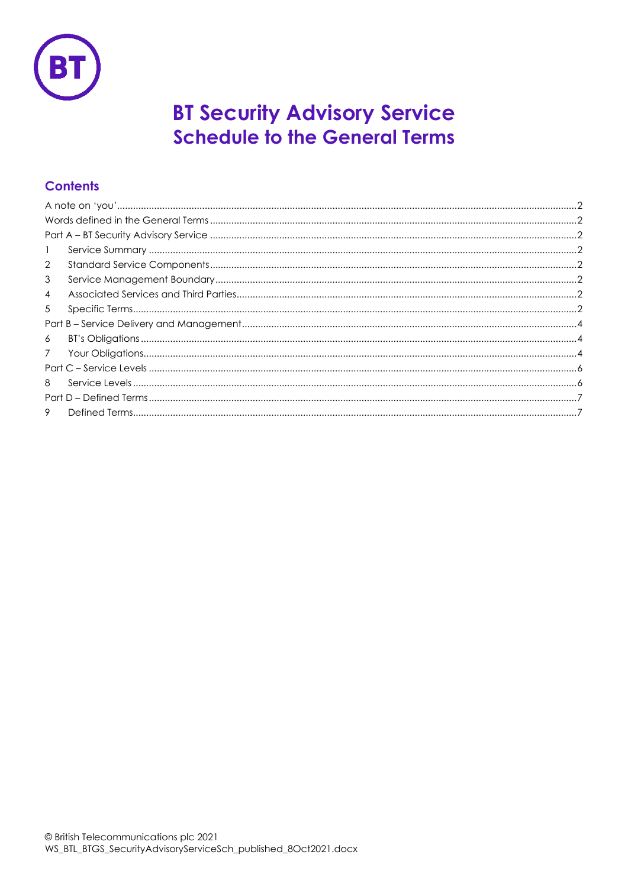# BT Security Advisory Service
## Schedule to the General Terms

### Contents

A note on 'you' .......... 2
Words defined in the General Terms .......... 2
Part A – BT Security Advisory Service .......... 2
1 Service Summary .......... 2
2 Standard Service Components .......... 2
3 Service Management Boundary .......... 2
4 Associated Services and Third Parties .......... 2
5 Specific Terms .......... 2
Part B – Service Delivery and Management .......... 4
6 BT's Obligations .......... 4
7 Your Obligations .......... 4
Part C – Service Levels .......... 6
8 Service Levels .......... 6
Part D – Defined Terms .......... 7
9 Defined Terms .......... 7

© British Telecommunications plc 2021
WS_BTL_BTGS_SecurityAdvisoryServiceSch_published_8Oct2021.docx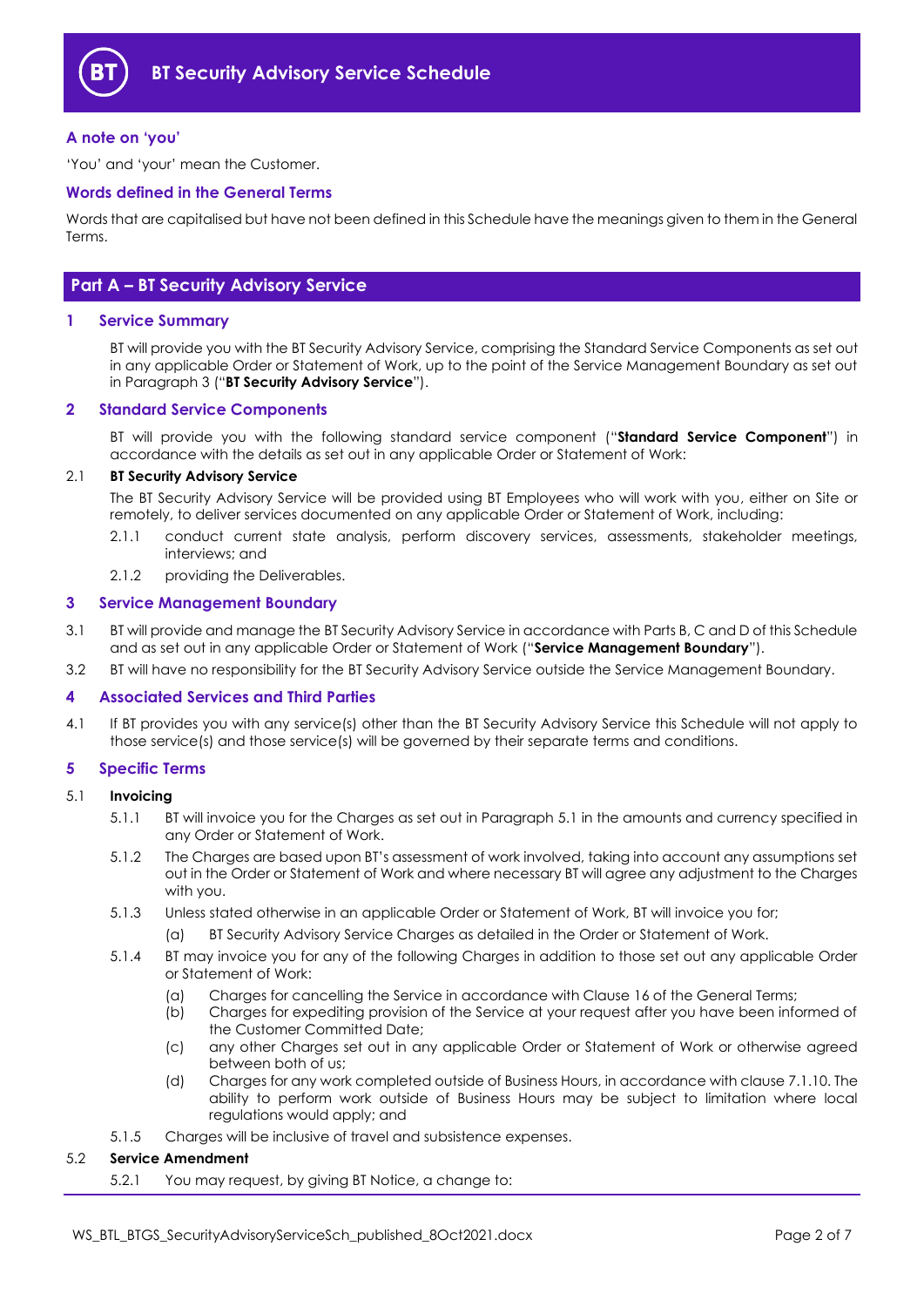## A note on 'you'

'You' and 'your' mean the Customer.

## Words defined in the General Terms

Words that are capitalised but have not been defined in this Schedule have the meanings given to them in the General Terms.

# Part A – BT Security Advisory Service

## 1 Service Summary

BT will provide you with the BT Security Advisory Service, comprising the Standard Service Components as set out in any applicable Order or Statement of Work, up to the point of the Service Management Boundary as set out in Paragraph 3 ("**BT Security Advisory Service**").

## 2 Standard Service Components

BT will provide you with the following standard service component ("**Standard Service Component**") in accordance with the details as set out in any applicable Order or Statement of Work:

2.1 **BT Security Advisory Service**

The BT Security Advisory Service will be provided using BT Employees who will work with you, either on Site or remotely, to deliver services documented on any applicable Order or Statement of Work, including:

2.1.1 conduct current state analysis, perform discovery services, assessments, stakeholder meetings, interviews; and

2.1.2 providing the Deliverables.

## 3 Service Management Boundary

3.1 BT will provide and manage the BT Security Advisory Service in accordance with Parts B, C and D of this Schedule and as set out in any applicable Order or Statement of Work ("**Service Management Boundary**").

3.2 BT will have no responsibility for the BT Security Advisory Service outside the Service Management Boundary.

## 4 Associated Services and Third Parties

4.1 If BT provides you with any service(s) other than the BT Security Advisory Service this Schedule will not apply to those service(s) and those service(s) will be governed by their separate terms and conditions.

## 5 Specific Terms

5.1 **Invoicing**

5.1.1 BT will invoice you for the Charges as set out in Paragraph 5.1 in the amounts and currency specified in any Order or Statement of Work.

5.1.2 The Charges are based upon BT's assessment of work involved, taking into account any assumptions set out in the Order or Statement of Work and where necessary BT will agree any adjustment to the Charges with you.

5.1.3 Unless stated otherwise in an applicable Order or Statement of Work, BT will invoice you for;

(a) BT Security Advisory Service Charges as detailed in the Order or Statement of Work.

5.1.4 BT may invoice you for any of the following Charges in addition to those set out any applicable Order or Statement of Work:

(a) Charges for cancelling the Service in accordance with Clause 16 of the General Terms;

(b) Charges for expediting provision of the Service at your request after you have been informed of the Customer Committed Date;

(c) any other Charges set out in any applicable Order or Statement of Work or otherwise agreed between both of us;

(d) Charges for any work completed outside of Business Hours, in accordance with clause 7.1.10. The ability to perform work outside of Business Hours may be subject to limitation where local regulations would apply; and

5.1.5 Charges will be inclusive of travel and subsistence expenses.

5.2 **Service Amendment**

5.2.1 You may request, by giving BT Notice, a change to: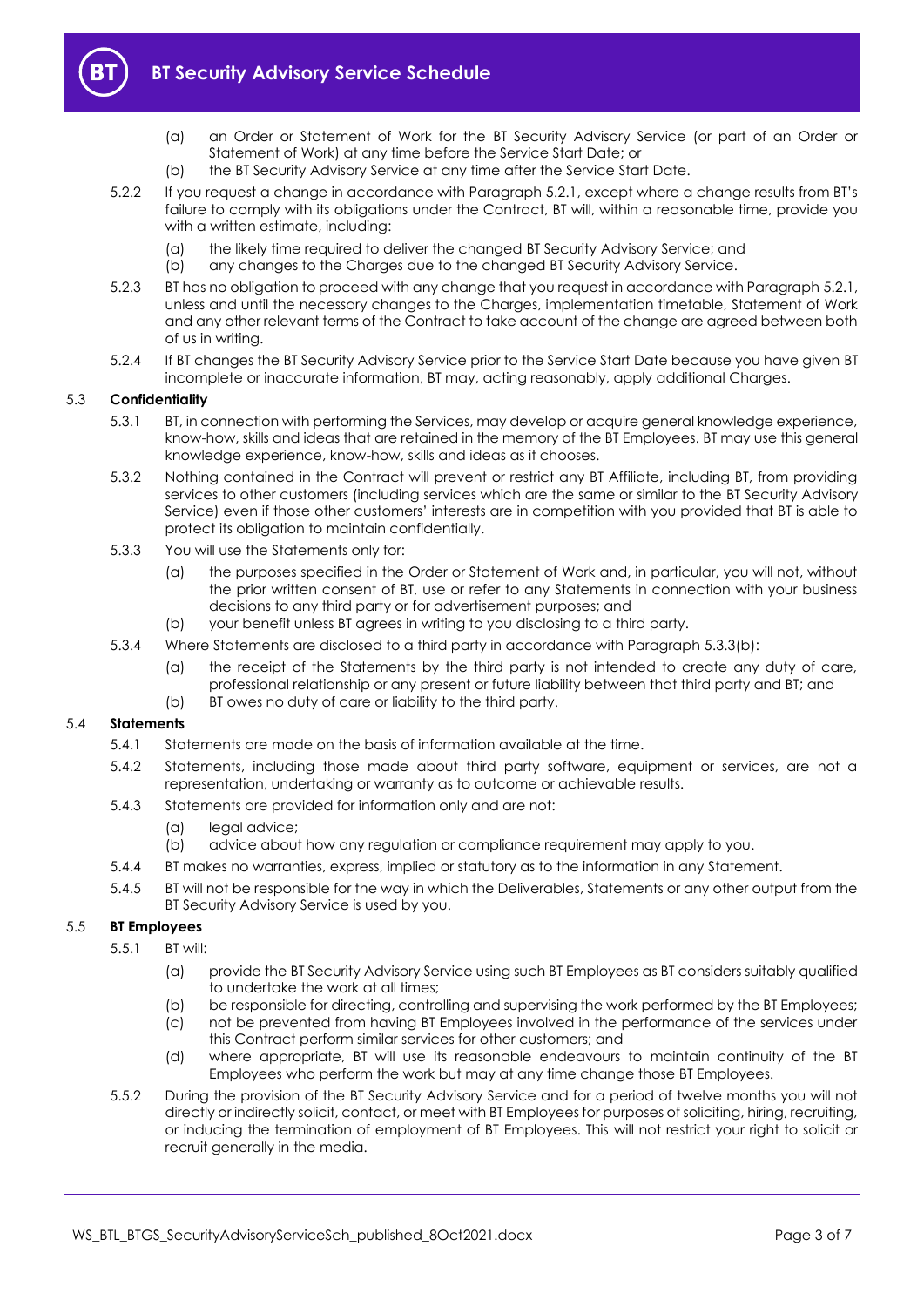(a) an Order or Statement of Work for the BT Security Advisory Service (or part of an Order or Statement of Work) at any time before the Service Start Date; or

(b) the BT Security Advisory Service at any time after the Service Start Date.

5.2.2 If you request a change in accordance with Paragraph 5.2.1, except where a change results from BT's failure to comply with its obligations under the Contract, BT will, within a reasonable time, provide you with a written estimate, including:

(a) the likely time required to deliver the changed BT Security Advisory Service; and

(b) any changes to the Charges due to the changed BT Security Advisory Service.

5.2.3 BT has no obligation to proceed with any change that you request in accordance with Paragraph 5.2.1, unless and until the necessary changes to the Charges, implementation timetable, Statement of Work and any other relevant terms of the Contract to take account of the change are agreed between both of us in writing.

5.2.4 If BT changes the BT Security Advisory Service prior to the Service Start Date because you have given BT incomplete or inaccurate information, BT may, acting reasonably, apply additional Charges.

### 5.3 Confidentiality

5.3.1 BT, in connection with performing the Services, may develop or acquire general knowledge experience, know-how, skills and ideas that are retained in the memory of the BT Employees. BT may use this general knowledge experience, know-how, skills and ideas as it chooses.

5.3.2 Nothing contained in the Contract will prevent or restrict any BT Affiliate, including BT, from providing services to other customers (including services which are the same or similar to the BT Security Advisory Service) even if those other customers' interests are in competition with you provided that BT is able to protect its obligation to maintain confidentially.

5.3.3 You will use the Statements only for:

(a) the purposes specified in the Order or Statement of Work and, in particular, you will not, without the prior written consent of BT, use or refer to any Statements in connection with your business decisions to any third party or for advertisement purposes; and

(b) your benefit unless BT agrees in writing to you disclosing to a third party.

5.3.4 Where Statements are disclosed to a third party in accordance with Paragraph 5.3.3(b):

(a) the receipt of the Statements by the third party is not intended to create any duty of care, professional relationship or any present or future liability between that third party and BT; and

(b) BT owes no duty of care or liability to the third party.

### 5.4 Statements

5.4.1 Statements are made on the basis of information available at the time.

5.4.2 Statements, including those made about third party software, equipment or services, are not a representation, undertaking or warranty as to outcome or achievable results.

5.4.3 Statements are provided for information only and are not:

(a) legal advice;

(b) advice about how any regulation or compliance requirement may apply to you.

5.4.4 BT makes no warranties, express, implied or statutory as to the information in any Statement.

5.4.5 BT will not be responsible for the way in which the Deliverables, Statements or any other output from the BT Security Advisory Service is used by you.

### 5.5 BT Employees

5.5.1 BT will:

(a) provide the BT Security Advisory Service using such BT Employees as BT considers suitably qualified to undertake the work at all times;

(b) be responsible for directing, controlling and supervising the work performed by the BT Employees;

(c) not be prevented from having BT Employees involved in the performance of the services under this Contract perform similar services for other customers; and

(d) where appropriate, BT will use its reasonable endeavours to maintain continuity of the BT Employees who perform the work but may at any time change those BT Employees.

5.5.2 During the provision of the BT Security Advisory Service and for a period of twelve months you will not directly or indirectly solicit, contact, or meet with BT Employees for purposes of soliciting, hiring, recruiting, or inducing the termination of employment of BT Employees. This will not restrict your right to solicit or recruit generally in the media.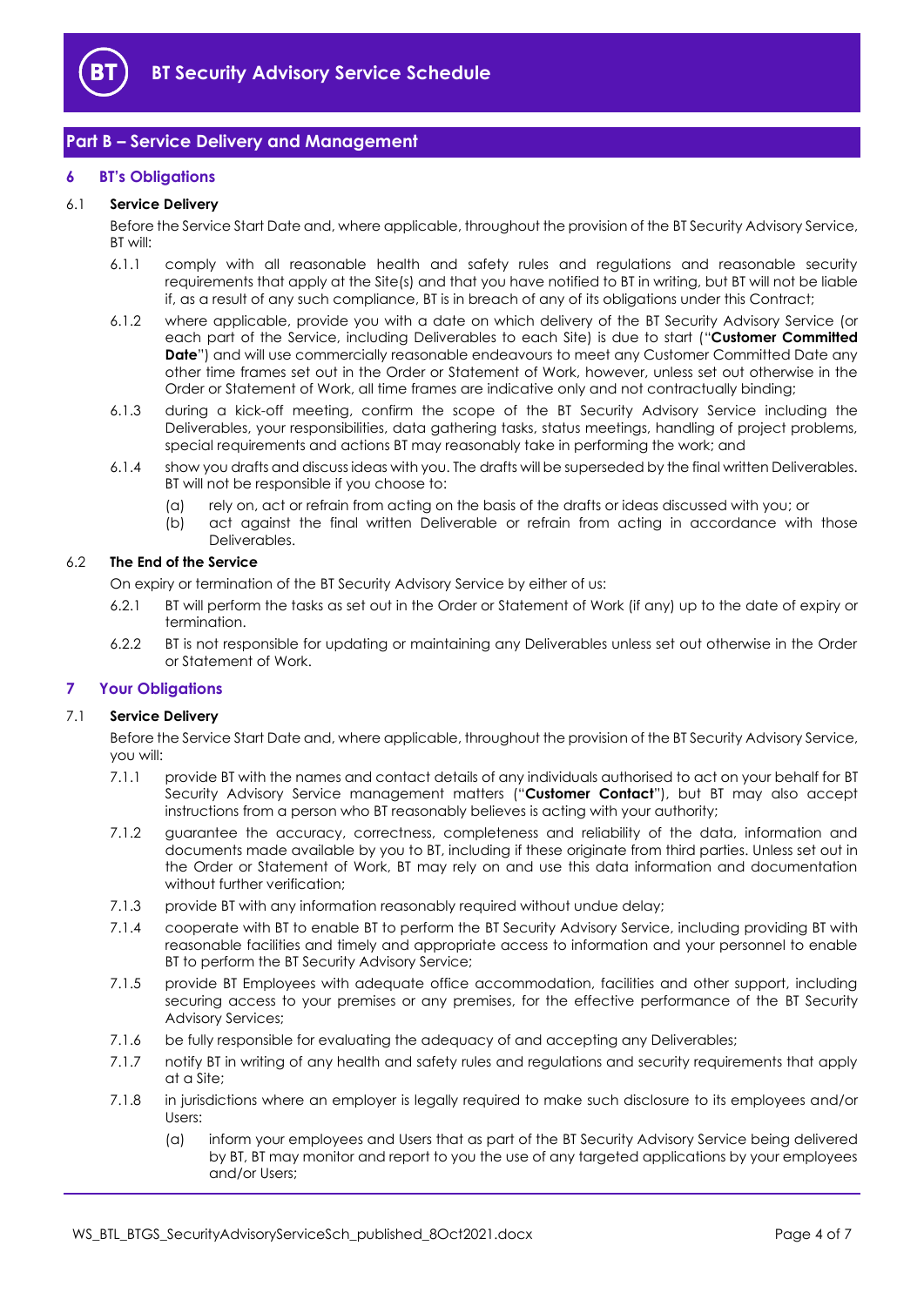## Part B – Service Delivery and Management

### 6 BT's Obligations

**6.1 Service Delivery**

Before the Service Start Date and, where applicable, throughout the provision of the BT Security Advisory Service, BT will:

6.1.1 comply with all reasonable health and safety rules and regulations and reasonable security requirements that apply at the Site(s) and that you have notified to BT in writing, but BT will not be liable if, as a result of any such compliance, BT is in breach of any of its obligations under this Contract;

6.1.2 where applicable, provide you with a date on which delivery of the BT Security Advisory Service (or each part of the Service, including Deliverables to each Site) is due to start ("**Customer Committed Date**") and will use commercially reasonable endeavours to meet any Customer Committed Date any other time frames set out in the Order or Statement of Work, however, unless set out otherwise in the Order or Statement of Work, all time frames are indicative only and not contractually binding;

6.1.3 during a kick-off meeting, confirm the scope of the BT Security Advisory Service including the Deliverables, your responsibilities, data gathering tasks, status meetings, handling of project problems, special requirements and actions BT may reasonably take in performing the work; and

6.1.4 show you drafts and discuss ideas with you. The drafts will be superseded by the final written Deliverables. BT will not be responsible if you choose to:

(a) rely on, act or refrain from acting on the basis of the drafts or ideas discussed with you; or

(b) act against the final written Deliverable or refrain from acting in accordance with those Deliverables.

**6.2 The End of the Service**

On expiry or termination of the BT Security Advisory Service by either of us:

6.2.1 BT will perform the tasks as set out in the Order or Statement of Work (if any) up to the date of expiry or termination.

6.2.2 BT is not responsible for updating or maintaining any Deliverables unless set out otherwise in the Order or Statement of Work.

### 7 Your Obligations

**7.1 Service Delivery**

Before the Service Start Date and, where applicable, throughout the provision of the BT Security Advisory Service, you will:

7.1.1 provide BT with the names and contact details of any individuals authorised to act on your behalf for BT Security Advisory Service management matters ("**Customer Contact**"), but BT may also accept instructions from a person who BT reasonably believes is acting with your authority;

7.1.2 guarantee the accuracy, correctness, completeness and reliability of the data, information and documents made available by you to BT, including if these originate from third parties. Unless set out in the Order or Statement of Work, BT may rely on and use this data information and documentation without further verification;

7.1.3 provide BT with any information reasonably required without undue delay;

7.1.4 cooperate with BT to enable BT to perform the BT Security Advisory Service, including providing BT with reasonable facilities and timely and appropriate access to information and your personnel to enable BT to perform the BT Security Advisory Service;

7.1.5 provide BT Employees with adequate office accommodation, facilities and other support, including securing access to your premises or any premises, for the effective performance of the BT Security Advisory Services;

7.1.6 be fully responsible for evaluating the adequacy of and accepting any Deliverables;

7.1.7 notify BT in writing of any health and safety rules and regulations and security requirements that apply at a Site;

7.1.8 in jurisdictions where an employer is legally required to make such disclosure to its employees and/or Users:

(a) inform your employees and Users that as part of the BT Security Advisory Service being delivered by BT, BT may monitor and report to you the use of any targeted applications by your employees and/or Users;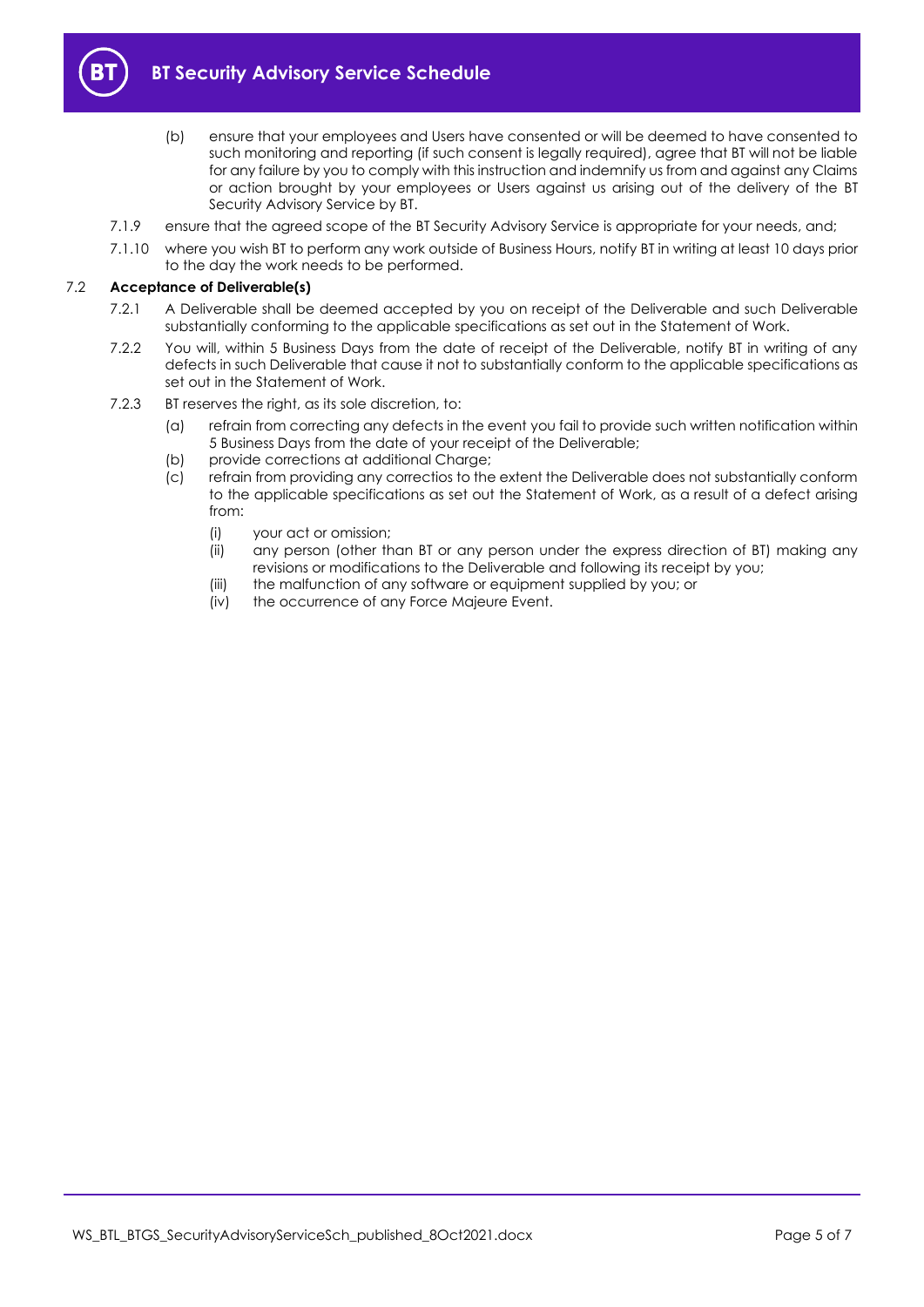(b) ensure that your employees and Users have consented or will be deemed to have consented to such monitoring and reporting (if such consent is legally required), agree that BT will not be liable for any failure by you to comply with this instruction and indemnify us from and against any Claims or action brought by your employees or Users against us arising out of the delivery of the BT Security Advisory Service by BT.

7.1.9 ensure that the agreed scope of the BT Security Advisory Service is appropriate for your needs, and;

7.1.10 where you wish BT to perform any work outside of Business Hours, notify BT in writing at least 10 days prior to the day the work needs to be performed.

7.2 **Acceptance of Deliverable(s)**

7.2.1 A Deliverable shall be deemed accepted by you on receipt of the Deliverable and such Deliverable substantially conforming to the applicable specifications as set out in the Statement of Work.

7.2.2 You will, within 5 Business Days from the date of receipt of the Deliverable, notify BT in writing of any defects in such Deliverable that cause it not to substantially conform to the applicable specifications as set out in the Statement of Work.

7.2.3 BT reserves the right, as its sole discretion, to:

(a) refrain from correcting any defects in the event you fail to provide such written notification within 5 Business Days from the date of your receipt of the Deliverable;

(b) provide corrections at additional Charge;

(c) refrain from providing any correctios to the extent the Deliverable does not substantially conform to the applicable specifications as set out the Statement of Work, as a result of a defect arising from:

(i) your act or omission;

(ii) any person (other than BT or any person under the express direction of BT) making any revisions or modifications to the Deliverable and following its receipt by you;

(iii) the malfunction of any software or equipment supplied by you; or

(iv) the occurrence of any Force Majeure Event.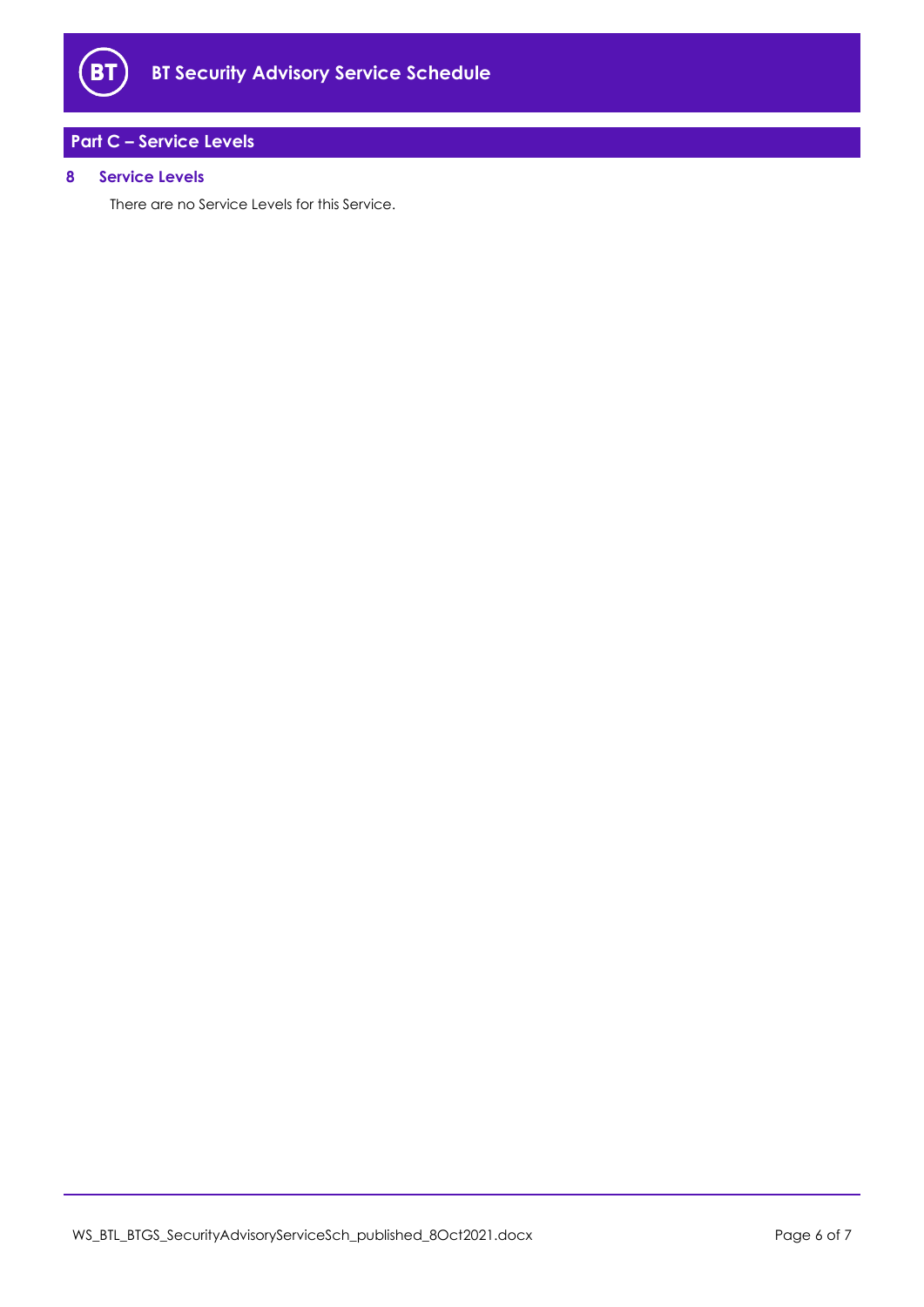## Part C – Service Levels

### 8 Service Levels

There are no Service Levels for this Service.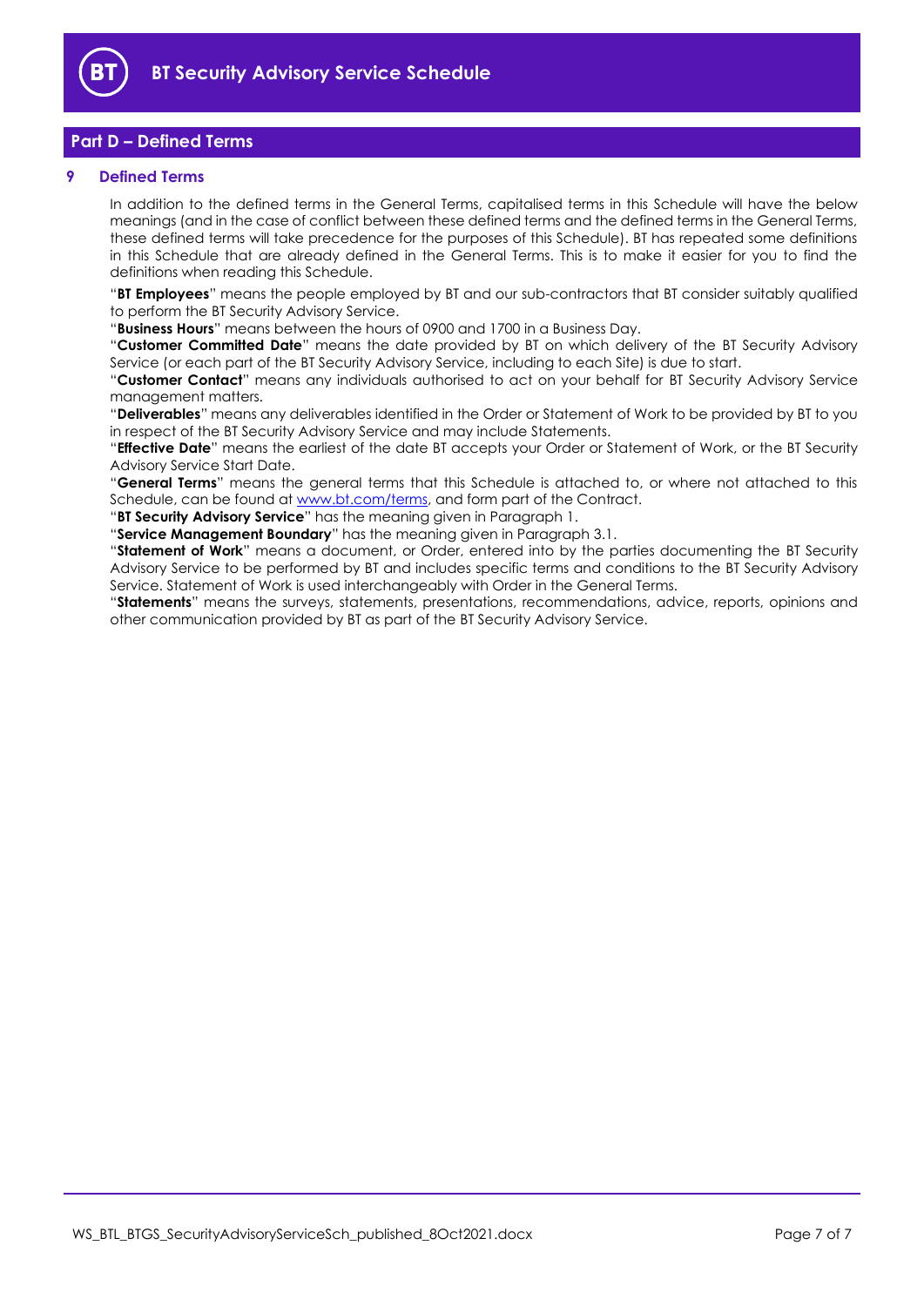## Part D – Defined Terms

### 9 Defined Terms

In addition to the defined terms in the General Terms, capitalised terms in this Schedule will have the below meanings (and in the case of conflict between these defined terms and the defined terms in the General Terms, these defined terms will take precedence for the purposes of this Schedule). BT has repeated some definitions in this Schedule that are already defined in the General Terms. This is to make it easier for you to find the definitions when reading this Schedule.

"**BT Employees**" means the people employed by BT and our sub-contractors that BT consider suitably qualified to perform the BT Security Advisory Service.

"**Business Hours**" means between the hours of 0900 and 1700 in a Business Day.

"**Customer Committed Date**" means the date provided by BT on which delivery of the BT Security Advisory Service (or each part of the BT Security Advisory Service, including to each Site) is due to start.

"**Customer Contact**" means any individuals authorised to act on your behalf for BT Security Advisory Service management matters.

"**Deliverables**" means any deliverables identified in the Order or Statement of Work to be provided by BT to you in respect of the BT Security Advisory Service and may include Statements.

"**Effective Date**" means the earliest of the date BT accepts your Order or Statement of Work, or the BT Security Advisory Service Start Date.

"**General Terms**" means the general terms that this Schedule is attached to, or where not attached to this Schedule, can be found at www.bt.com/terms, and form part of the Contract.

"**BT Security Advisory Service**" has the meaning given in Paragraph 1.

"**Service Management Boundary**" has the meaning given in Paragraph 3.1.

"**Statement of Work**" means a document, or Order, entered into by the parties documenting the BT Security Advisory Service to be performed by BT and includes specific terms and conditions to the BT Security Advisory Service. Statement of Work is used interchangeably with Order in the General Terms.

"**Statements**" means the surveys, statements, presentations, recommendations, advice, reports, opinions and other communication provided by BT as part of the BT Security Advisory Service.